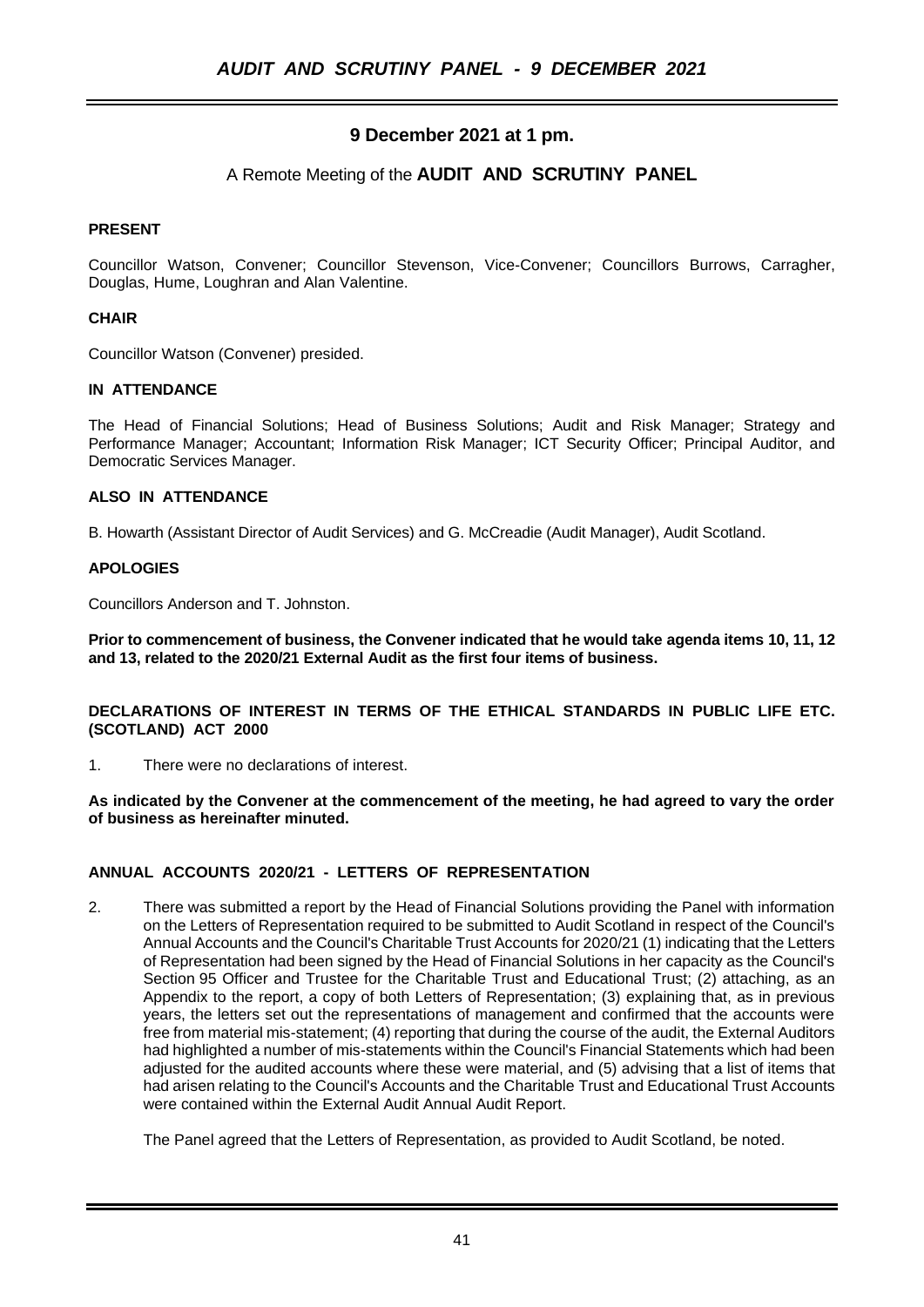# AUDIT AND SCRUTINY PANEL - 9 DECEMBER 2021

## 9 December 2021 at 1 pm.

A Remote Meeting of the **AUDIT AND SCRUTINY PANEL**

**PRESENT**

Councillor Watson, Convener; Councillor Stevenson, Vice-Convener; Councillors Burrows, Carragher, Douglas, Hume, Loughran and Alan Valentine.

**CHAIR**

Councillor Watson (Convener) presided.

**IN ATTENDANCE**

The Head of Financial Solutions; Head of Business Solutions; Audit and Risk Manager; Strategy and Performance Manager; Accountant; Information Risk Manager; ICT Security Officer; Principal Auditor, and Democratic Services Manager.

**ALSO IN ATTENDANCE**

B. Howarth (Assistant Director of Audit Services) and G. McCreadie (Audit Manager), Audit Scotland.

**APOLOGIES**

Councillors Anderson and T. Johnston.

**Prior to commencement of business, the Convener indicated that he would take agenda items 10, 11, 12 and 13, related to the 2020/21 External Audit as the first four items of business.**

**DECLARATIONS OF INTEREST IN TERMS OF THE ETHICAL STANDARDS IN PUBLIC LIFE ETC. (SCOTLAND) ACT 2000**

1. There were no declarations of interest.

**As indicated by the Convener at the commencement of the meeting, he had agreed to vary the order of business as hereinafter minuted.**

**ANNUAL ACCOUNTS 2020/21 - LETTERS OF REPRESENTATION**

2. There was submitted a report by the Head of Financial Solutions providing the Panel with information on the Letters of Representation required to be submitted to Audit Scotland in respect of the Council's Annual Accounts and the Council's Charitable Trust Accounts for 2020/21 (1) indicating that the Letters of Representation had been signed by the Head of Financial Solutions in her capacity as the Council's Section 95 Officer and Trustee for the Charitable Trust and Educational Trust; (2) attaching, as an Appendix to the report, a copy of both Letters of Representation; (3) explaining that, as in previous years, the letters set out the representations of management and confirmed that the accounts were free from material mis-statement; (4) reporting that during the course of the audit, the External Auditors had highlighted a number of mis-statements within the Council's Financial Statements which had been adjusted for the audited accounts where these were material, and (5) advising that a list of items that had arisen relating to the Council's Accounts and the Charitable Trust and Educational Trust Accounts were contained within the External Audit Annual Audit Report.

   The Panel agreed that the Letters of Representation, as provided to Audit Scotland, be noted.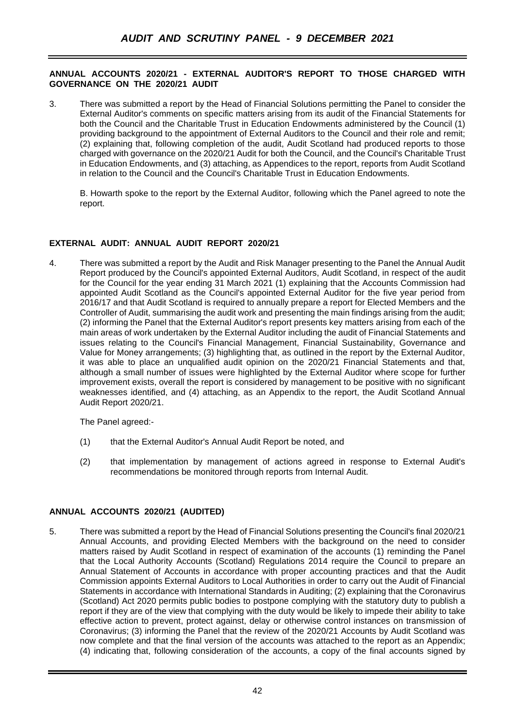**ANNUAL ACCOUNTS 2020/21 - EXTERNAL AUDITOR'S REPORT TO THOSE CHARGED WITH GOVERNANCE ON THE 2020/21 AUDIT**

3. There was submitted a report by the Head of Financial Solutions permitting the Panel to consider the External Auditor's comments on specific matters arising from its audit of the Financial Statements for both the Council and the Charitable Trust in Education Endowments administered by the Council (1) providing background to the appointment of External Auditors to the Council and their role and remit; (2) explaining that, following completion of the audit, Audit Scotland had produced reports to those charged with governance on the 2020/21 Audit for both the Council, and the Council's Charitable Trust in Education Endowments, and (3) attaching, as Appendices to the report, reports from Audit Scotland in relation to the Council and the Council's Charitable Trust in Education Endowments.

   B. Howarth spoke to the report by the External Auditor, following which the Panel agreed to note the report.

**EXTERNAL AUDIT: ANNUAL AUDIT REPORT 2020/21**

4. There was submitted a report by the Audit and Risk Manager presenting to the Panel the Annual Audit Report produced by the Council's appointed External Auditors, Audit Scotland, in respect of the audit for the Council for the year ending 31 March 2021 (1) explaining that the Accounts Commission had appointed Audit Scotland as the Council's appointed External Auditor for the five year period from 2016/17 and that Audit Scotland is required to annually prepare a report for Elected Members and the Controller of Audit, summarising the audit work and presenting the main findings arising from the audit; (2) informing the Panel that the External Auditor's report presents key matters arising from each of the main areas of work undertaken by the External Auditor including the audit of Financial Statements and issues relating to the Council's Financial Management, Financial Sustainability, Governance and Value for Money arrangements; (3) highlighting that, as outlined in the report by the External Auditor, it was able to place an unqualified audit opinion on the 2020/21 Financial Statements and that, although a small number of issues were highlighted by the External Auditor where scope for further improvement exists, overall the report is considered by management to be positive with no significant weaknesses identified, and (4) attaching, as an Appendix to the report, the Audit Scotland Annual Audit Report 2020/21.

   The Panel agreed:-

   (1) that the External Auditor's Annual Audit Report be noted, and

   (2) that implementation by management of actions agreed in response to External Audit's recommendations be monitored through reports from Internal Audit.

**ANNUAL ACCOUNTS 2020/21 (AUDITED)**

5. There was submitted a report by the Head of Financial Solutions presenting the Council's final 2020/21 Annual Accounts, and providing Elected Members with the background on the need to consider matters raised by Audit Scotland in respect of examination of the accounts (1) reminding the Panel that the Local Authority Accounts (Scotland) Regulations 2014 require the Council to prepare an Annual Statement of Accounts in accordance with proper accounting practices and that the Audit Commission appoints External Auditors to Local Authorities in order to carry out the Audit of Financial Statements in accordance with International Standards in Auditing; (2) explaining that the Coronavirus (Scotland) Act 2020 permits public bodies to postpone complying with the statutory duty to publish a report if they are of the view that complying with the duty would be likely to impede their ability to take effective action to prevent, protect against, delay or otherwise control instances on transmission of Coronavirus; (3) informing the Panel that the review of the 2020/21 Accounts by Audit Scotland was now complete and that the final version of the accounts was attached to the report as an Appendix; (4) indicating that, following consideration of the accounts, a copy of the final accounts signed by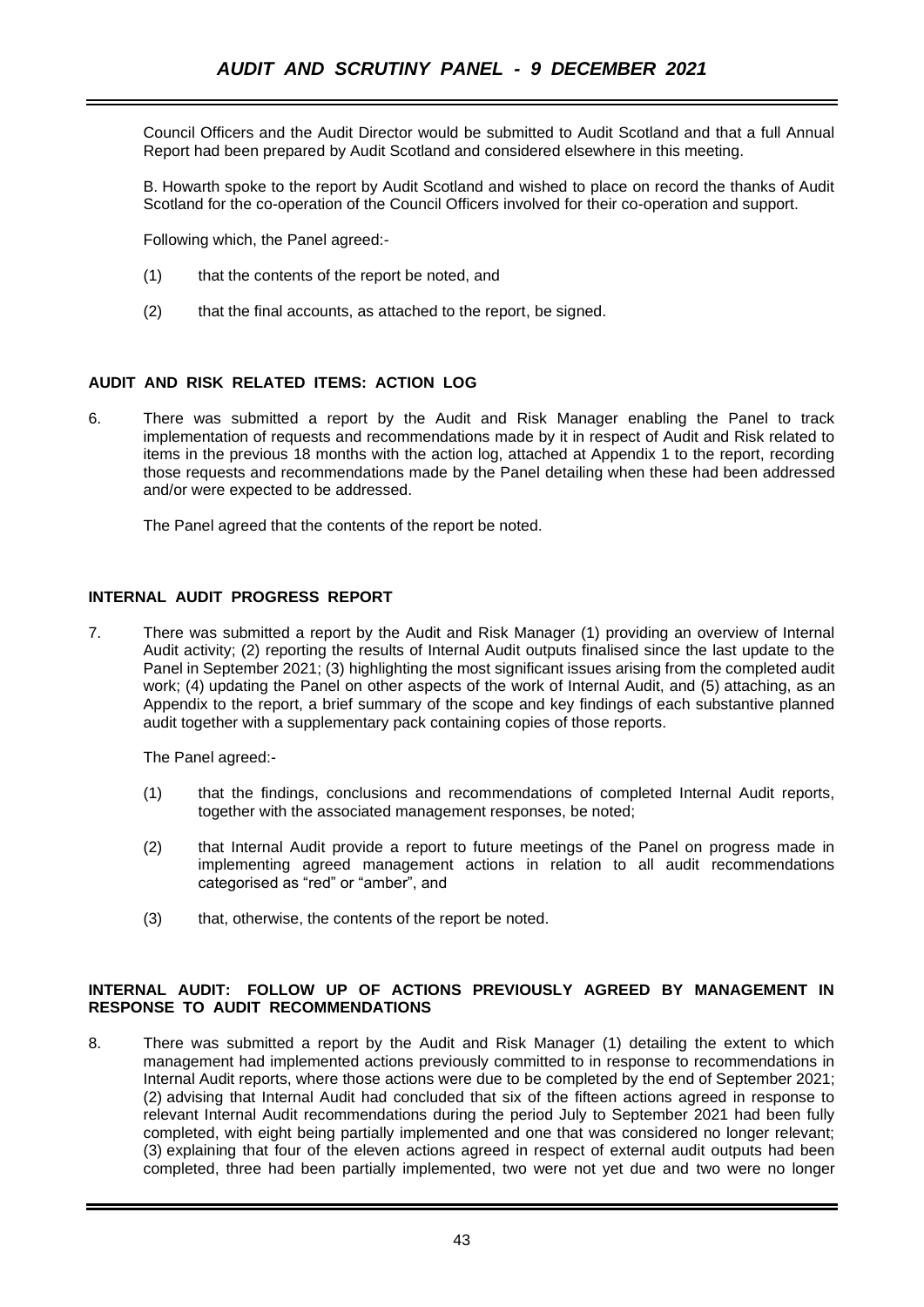Council Officers and the Audit Director would be submitted to Audit Scotland and that a full Annual Report had been prepared by Audit Scotland and considered elsewhere in this meeting.

B. Howarth spoke to the report by Audit Scotland and wished to place on record the thanks of Audit Scotland for the co-operation of the Council Officers involved for their co-operation and support.

Following which, the Panel agreed:-

(1) that the contents of the report be noted, and

(2) that the final accounts, as attached to the report, be signed.

**AUDIT AND RISK RELATED ITEMS: ACTION LOG**

6. There was submitted a report by the Audit and Risk Manager enabling the Panel to track implementation of requests and recommendations made by it in respect of Audit and Risk related to items in the previous 18 months with the action log, attached at Appendix 1 to the report, recording those requests and recommendations made by the Panel detailing when these had been addressed and/or were expected to be addressed.

   The Panel agreed that the contents of the report be noted.

**INTERNAL AUDIT PROGRESS REPORT**

7. There was submitted a report by the Audit and Risk Manager (1) providing an overview of Internal Audit activity; (2) reporting the results of Internal Audit outputs finalised since the last update to the Panel in September 2021; (3) highlighting the most significant issues arising from the completed audit work; (4) updating the Panel on other aspects of the work of Internal Audit, and (5) attaching, as an Appendix to the report, a brief summary of the scope and key findings of each substantive planned audit together with a supplementary pack containing copies of those reports.

   The Panel agreed:-

   (1) that the findings, conclusions and recommendations of completed Internal Audit reports, together with the associated management responses, be noted;

   (2) that Internal Audit provide a report to future meetings of the Panel on progress made in implementing agreed management actions in relation to all audit recommendations categorised as "red" or "amber", and

   (3) that, otherwise, the contents of the report be noted.

**INTERNAL AUDIT: FOLLOW UP OF ACTIONS PREVIOUSLY AGREED BY MANAGEMENT IN RESPONSE TO AUDIT RECOMMENDATIONS**

8. There was submitted a report by the Audit and Risk Manager (1) detailing the extent to which management had implemented actions previously committed to in response to recommendations in Internal Audit reports, where those actions were due to be completed by the end of September 2021; (2) advising that Internal Audit had concluded that six of the fifteen actions agreed in response to relevant Internal Audit recommendations during the period July to September 2021 had been fully completed, with eight being partially implemented and one that was considered no longer relevant; (3) explaining that four of the eleven actions agreed in respect of external audit outputs had been completed, three had been partially implemented, two were not yet due and two were no longer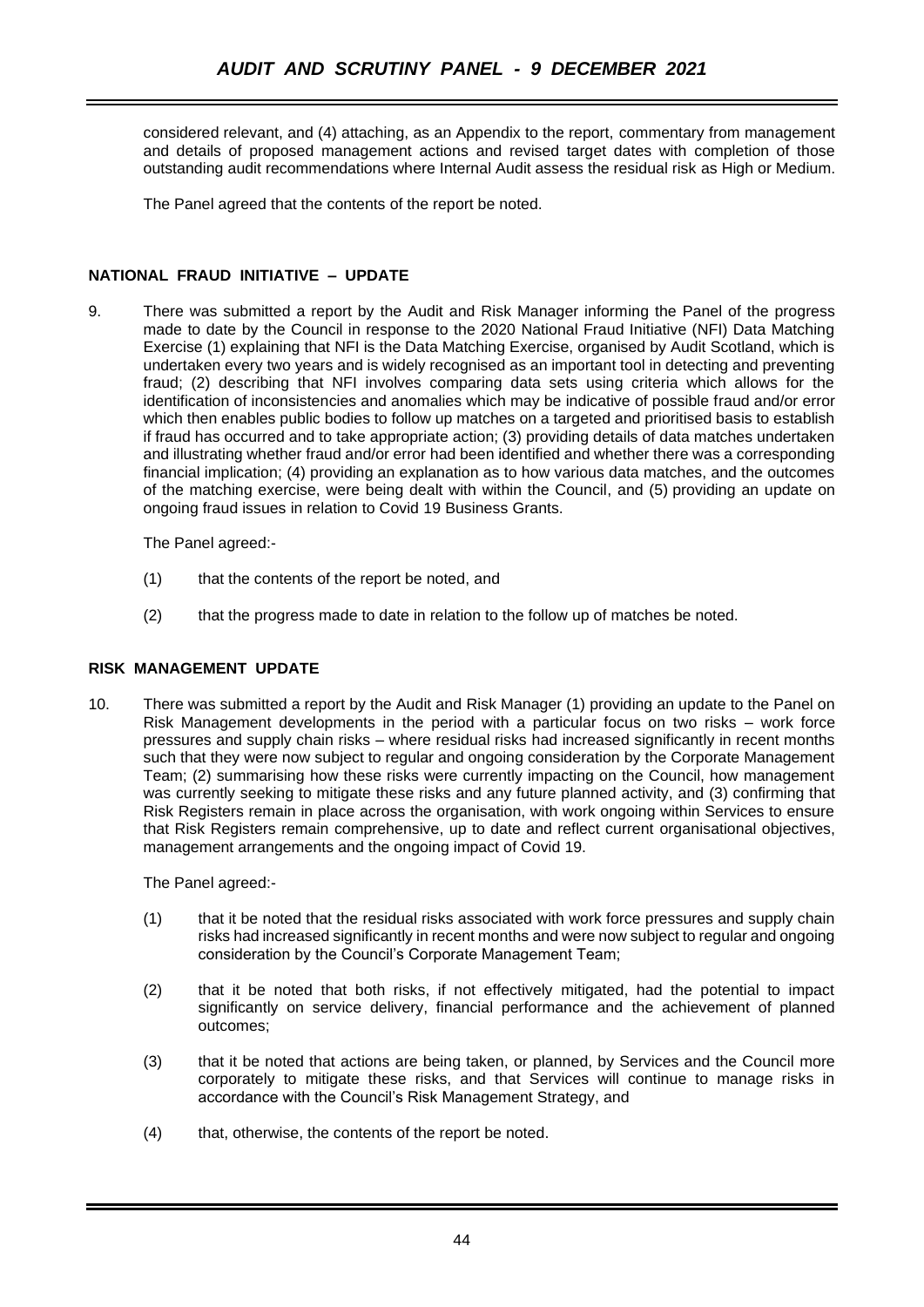considered relevant, and (4) attaching, as an Appendix to the report, commentary from management and details of proposed management actions and revised target dates with completion of those outstanding audit recommendations where Internal Audit assess the residual risk as High or Medium.

The Panel agreed that the contents of the report be noted.

**NATIONAL FRAUD INITIATIVE – UPDATE**

9. There was submitted a report by the Audit and Risk Manager informing the Panel of the progress made to date by the Council in response to the 2020 National Fraud Initiative (NFI) Data Matching Exercise (1) explaining that NFI is the Data Matching Exercise, organised by Audit Scotland, which is undertaken every two years and is widely recognised as an important tool in detecting and preventing fraud; (2) describing that NFI involves comparing data sets using criteria which allows for the identification of inconsistencies and anomalies which may be indicative of possible fraud and/or error which then enables public bodies to follow up matches on a targeted and prioritised basis to establish if fraud has occurred and to take appropriate action; (3) providing details of data matches undertaken and illustrating whether fraud and/or error had been identified and whether there was a corresponding financial implication; (4) providing an explanation as to how various data matches, and the outcomes of the matching exercise, were being dealt with within the Council, and (5) providing an update on ongoing fraud issues in relation to Covid 19 Business Grants.

   The Panel agreed:-

   (1) that the contents of the report be noted, and

   (2) that the progress made to date in relation to the follow up of matches be noted.

**RISK MANAGEMENT UPDATE**

10. There was submitted a report by the Audit and Risk Manager (1) providing an update to the Panel on Risk Management developments in the period with a particular focus on two risks – work force pressures and supply chain risks – where residual risks had increased significantly in recent months such that they were now subject to regular and ongoing consideration by the Corporate Management Team; (2) summarising how these risks were currently impacting on the Council, how management was currently seeking to mitigate these risks and any future planned activity, and (3) confirming that Risk Registers remain in place across the organisation, with work ongoing within Services to ensure that Risk Registers remain comprehensive, up to date and reflect current organisational objectives, management arrangements and the ongoing impact of Covid 19.

    The Panel agreed:-

    (1) that it be noted that the residual risks associated with work force pressures and supply chain risks had increased significantly in recent months and were now subject to regular and ongoing consideration by the Council's Corporate Management Team;

    (2) that it be noted that both risks, if not effectively mitigated, had the potential to impact significantly on service delivery, financial performance and the achievement of planned outcomes;

    (3) that it be noted that actions are being taken, or planned, by Services and the Council more corporately to mitigate these risks, and that Services will continue to manage risks in accordance with the Council's Risk Management Strategy, and

    (4) that, otherwise, the contents of the report be noted.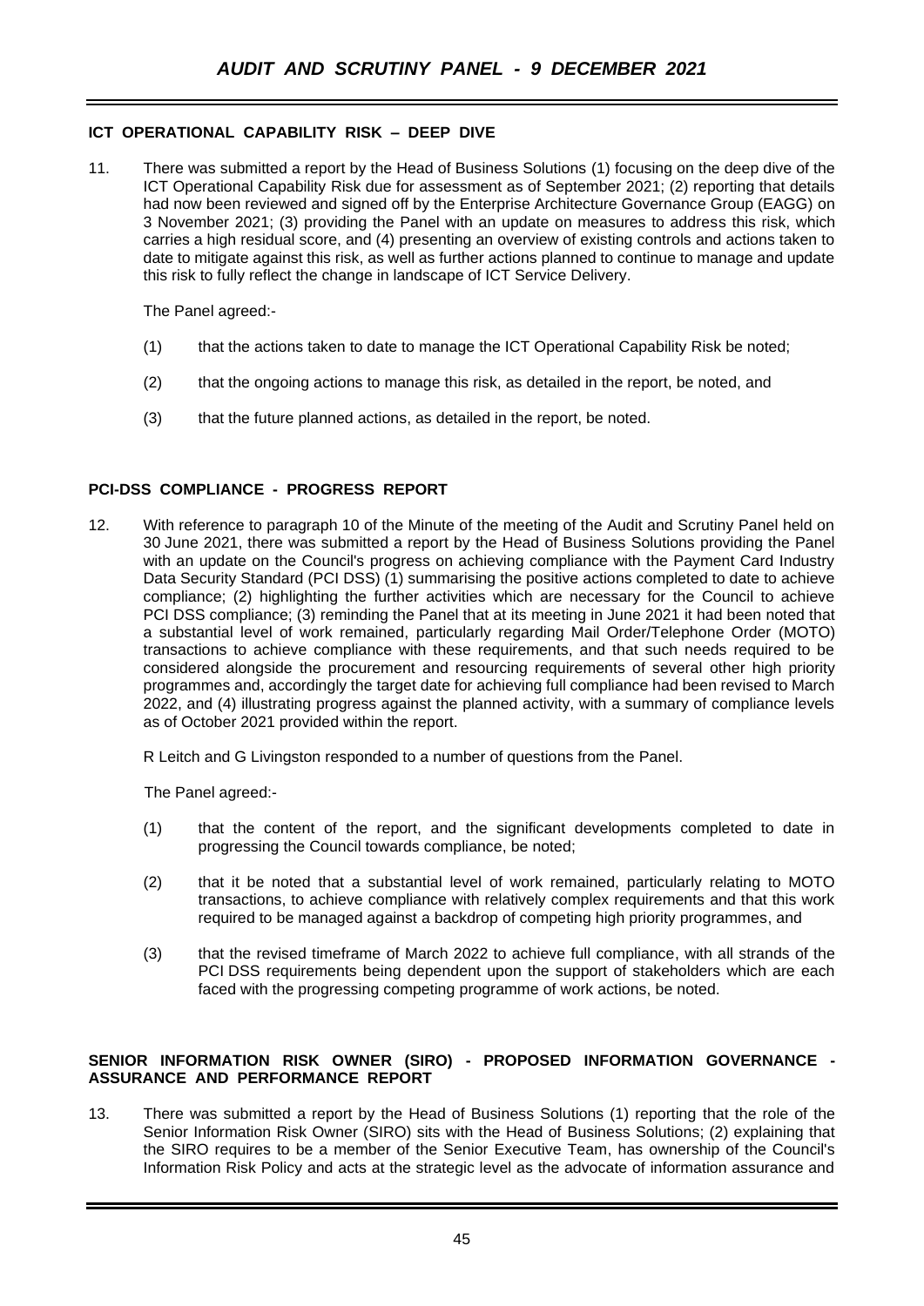**ICT OPERATIONAL CAPABILITY RISK – DEEP DIVE**

11. There was submitted a report by the Head of Business Solutions (1) focusing on the deep dive of the ICT Operational Capability Risk due for assessment as of September 2021; (2) reporting that details had now been reviewed and signed off by the Enterprise Architecture Governance Group (EAGG) on 3 November 2021; (3) providing the Panel with an update on measures to address this risk, which carries a high residual score, and (4) presenting an overview of existing controls and actions taken to date to mitigate against this risk, as well as further actions planned to continue to manage and update this risk to fully reflect the change in landscape of ICT Service Delivery.

    The Panel agreed:-

    (1) that the actions taken to date to manage the ICT Operational Capability Risk be noted;

    (2) that the ongoing actions to manage this risk, as detailed in the report, be noted, and

    (3) that the future planned actions, as detailed in the report, be noted.

**PCI-DSS COMPLIANCE - PROGRESS REPORT**

12. With reference to paragraph 10 of the Minute of the meeting of the Audit and Scrutiny Panel held on 30 June 2021, there was submitted a report by the Head of Business Solutions providing the Panel with an update on the Council's progress on achieving compliance with the Payment Card Industry Data Security Standard (PCI DSS) (1) summarising the positive actions completed to date to achieve compliance; (2) highlighting the further activities which are necessary for the Council to achieve PCI DSS compliance; (3) reminding the Panel that at its meeting in June 2021 it had been noted that a substantial level of work remained, particularly regarding Mail Order/Telephone Order (MOTO) transactions to achieve compliance with these requirements, and that such needs required to be considered alongside the procurement and resourcing requirements of several other high priority programmes and, accordingly the target date for achieving full compliance had been revised to March 2022, and (4) illustrating progress against the planned activity, with a summary of compliance levels as of October 2021 provided within the report.

    R Leitch and G Livingston responded to a number of questions from the Panel.

    The Panel agreed:-

    (1) that the content of the report, and the significant developments completed to date in progressing the Council towards compliance, be noted;

    (2) that it be noted that a substantial level of work remained, particularly relating to MOTO transactions, to achieve compliance with relatively complex requirements and that this work required to be managed against a backdrop of competing high priority programmes, and

    (3) that the revised timeframe of March 2022 to achieve full compliance, with all strands of the PCI DSS requirements being dependent upon the support of stakeholders which are each faced with the progressing competing programme of work actions, be noted.

**SENIOR INFORMATION RISK OWNER (SIRO) - PROPOSED INFORMATION GOVERNANCE - ASSURANCE AND PERFORMANCE REPORT**

13. There was submitted a report by the Head of Business Solutions (1) reporting that the role of the Senior Information Risk Owner (SIRO) sits with the Head of Business Solutions; (2) explaining that the SIRO requires to be a member of the Senior Executive Team, has ownership of the Council's Information Risk Policy and acts at the strategic level as the advocate of information assurance and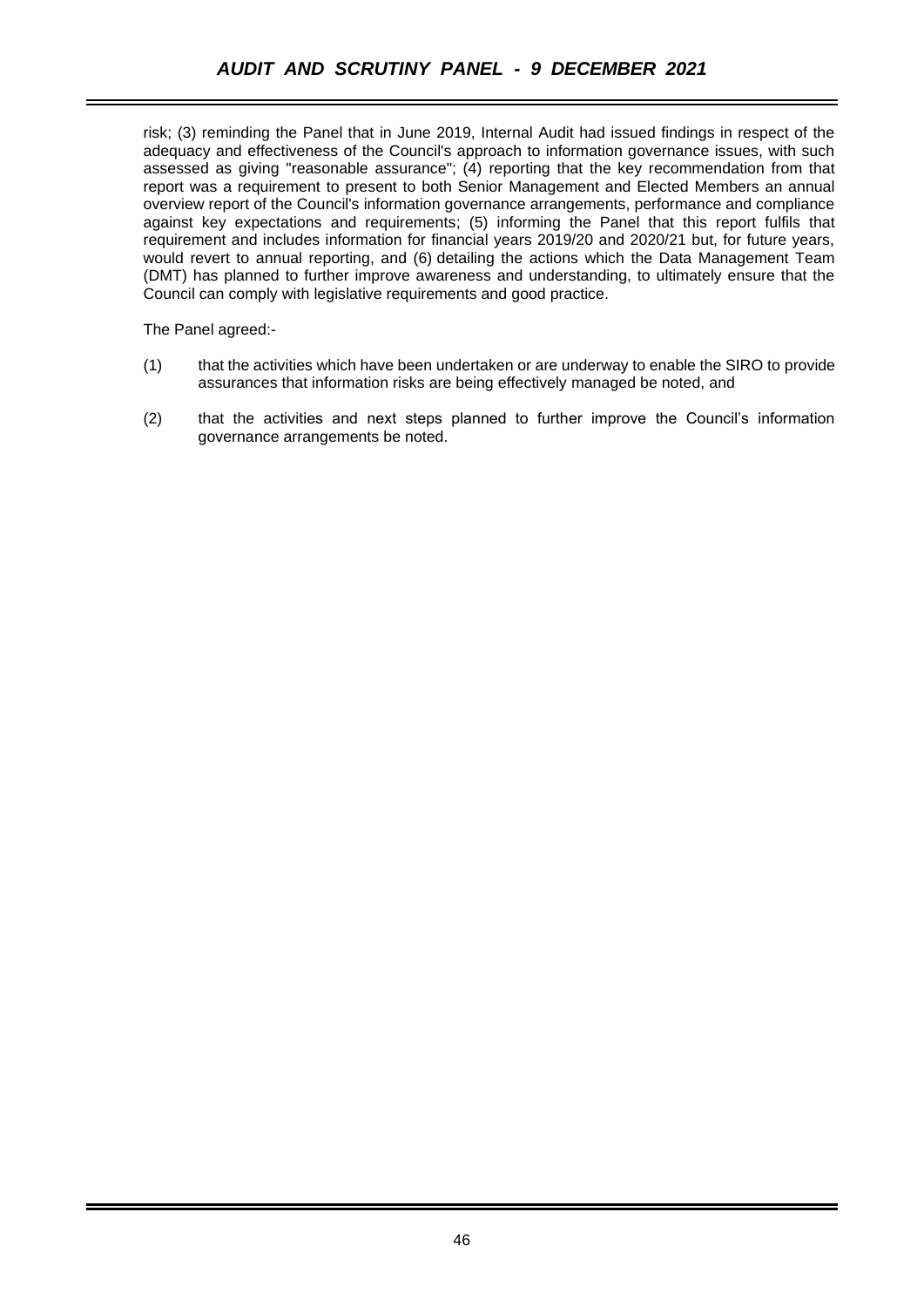risk; (3) reminding the Panel that in June 2019, Internal Audit had issued findings in respect of the adequacy and effectiveness of the Council's approach to information governance issues, with such assessed as giving "reasonable assurance"; (4) reporting that the key recommendation from that report was a requirement to present to both Senior Management and Elected Members an annual overview report of the Council's information governance arrangements, performance and compliance against key expectations and requirements; (5) informing the Panel that this report fulfils that requirement and includes information for financial years 2019/20 and 2020/21 but, for future years, would revert to annual reporting, and (6) detailing the actions which the Data Management Team (DMT) has planned to further improve awareness and understanding, to ultimately ensure that the Council can comply with legislative requirements and good practice.

The Panel agreed:-

(1) that the activities which have been undertaken or are underway to enable the SIRO to provide assurances that information risks are being effectively managed be noted, and

(2) that the activities and next steps planned to further improve the Council's information governance arrangements be noted.